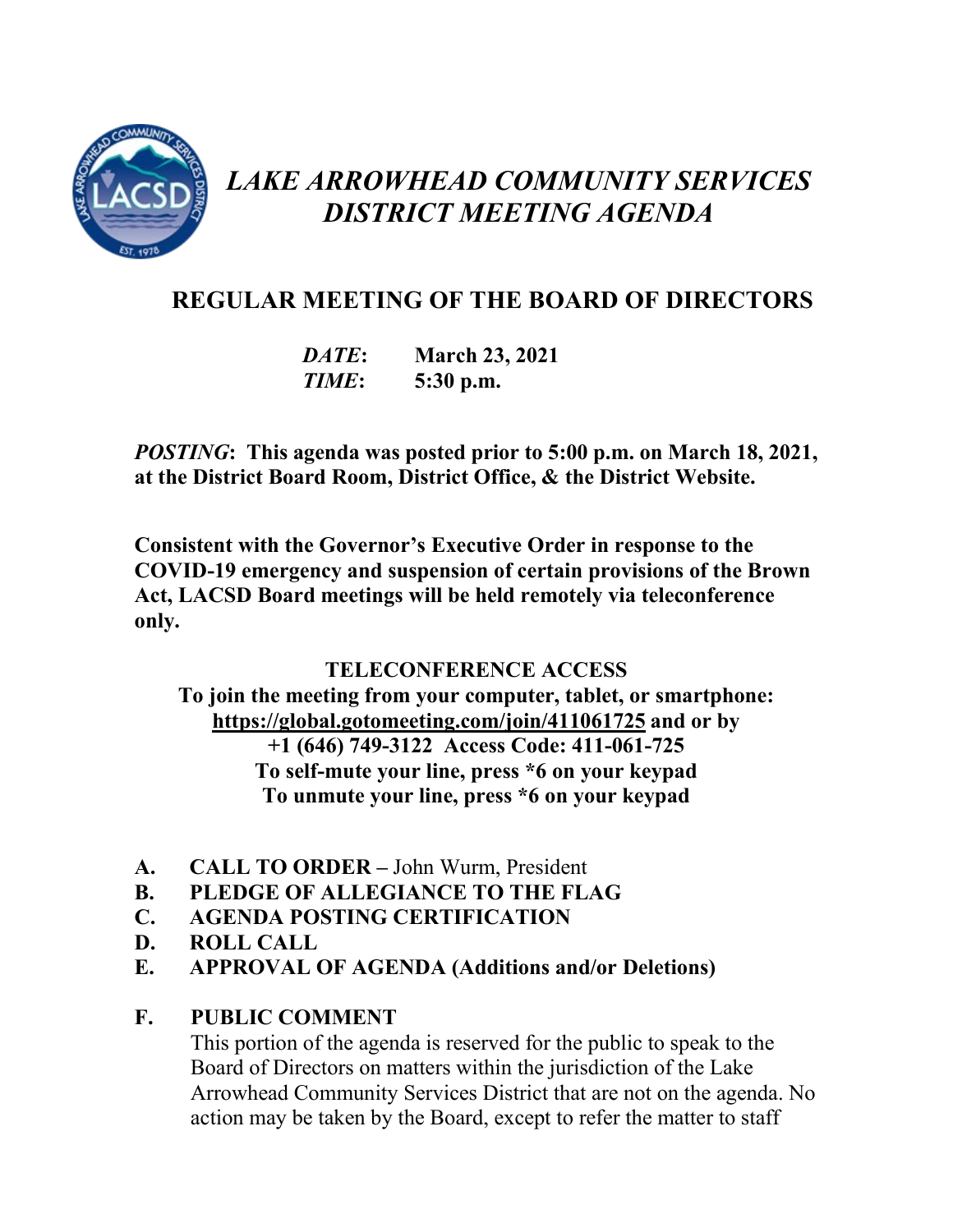# *LAKE ARROWHEAD COMMUNITY SERVICES DISTRICT MEETING AGENDA*

## REGULAR MEETING OF THE BOARD OF DIRECTORS

***DATE*: March 23, 2021**
***TIME*: 5:30 p.m.**

***POSTING*: This agenda was posted prior to 5:00 p.m. on March 18, 2021, at the District Board Room, District Office, & the District Website.**

**Consistent with the Governor's Executive Order in response to the COVID-19 emergency and suspension of certain provisions of the Brown Act, LACSD Board meetings will be held remotely via teleconference only.**

**TELECONFERENCE ACCESS**
**To join the meeting from your computer, tablet, or smartphone:**
**https://global.gotomeeting.com/join/411061725 and or by**
**+1 (646) 749-3122 Access Code: 411-061-725**
**To self-mute your line, press *6 on your keypad**
**To unmute your line, press *6 on your keypad**

**A. CALL TO ORDER –** John Wurm, President
**B. PLEDGE OF ALLEGIANCE TO THE FLAG**
**C. AGENDA POSTING CERTIFICATION**
**D. ROLL CALL**
**E. APPROVAL OF AGENDA (Additions and/or Deletions)**

**F. PUBLIC COMMENT**
This portion of the agenda is reserved for the public to speak to the Board of Directors on matters within the jurisdiction of the Lake Arrowhead Community Services District that are not on the agenda. No action may be taken by the Board, except to refer the matter to staff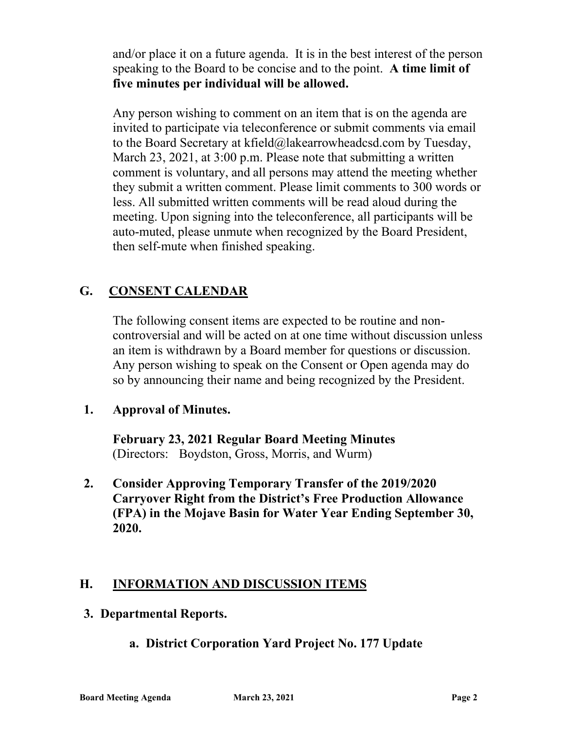and/or place it on a future agenda. It is in the best interest of the person speaking to the Board to be concise and to the point. **A time limit of five minutes per individual will be allowed.**

Any person wishing to comment on an item that is on the agenda are invited to participate via teleconference or submit comments via email to the Board Secretary at kfield@lakearrowheadcsd.com by Tuesday, March 23, 2021, at 3:00 p.m. Please note that submitting a written comment is voluntary, and all persons may attend the meeting whether they submit a written comment. Please limit comments to 300 words or less. All submitted written comments will be read aloud during the meeting. Upon signing into the teleconference, all participants will be auto-muted, please unmute when recognized by the Board President, then self-mute when finished speaking.

## G. CONSENT CALENDAR

The following consent items are expected to be routine and non-controversial and will be acted on at one time without discussion unless an item is withdrawn by a Board member for questions or discussion. Any person wishing to speak on the Consent or Open agenda may do so by announcing their name and being recognized by the President.

**1. Approval of Minutes.**

**February 23, 2021 Regular Board Meeting Minutes**
(Directors: Boydston, Gross, Morris, and Wurm)

**2. Consider Approving Temporary Transfer of the 2019/2020 Carryover Right from the District's Free Production Allowance (FPA) in the Mojave Basin for Water Year Ending September 30, 2020.**

## H. INFORMATION AND DISCUSSION ITEMS

**3. Departmental Reports.**

**a. District Corporation Yard Project No. 177 Update**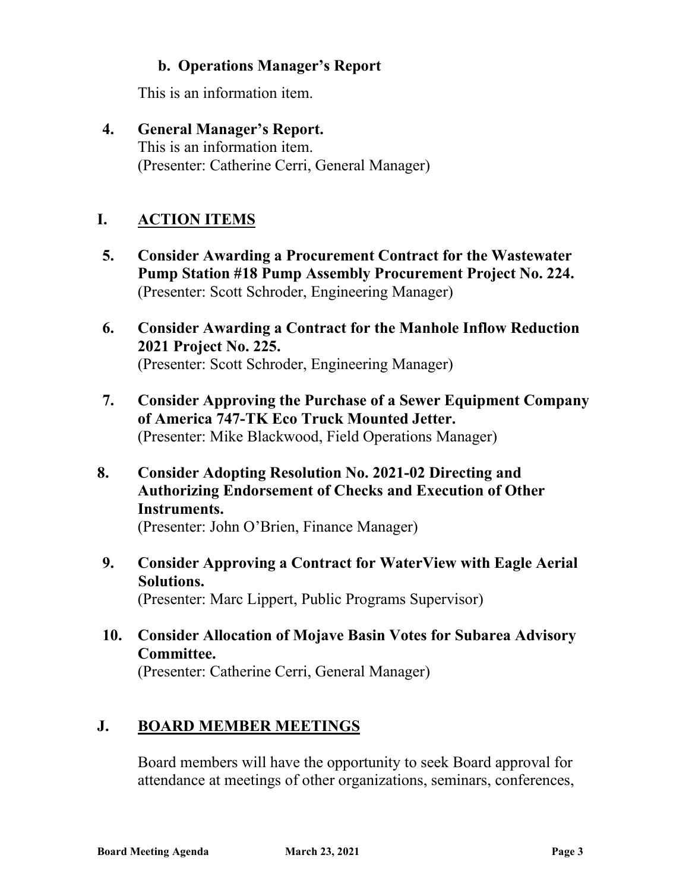**b. Operations Manager's Report**

This is an information item.

4. **General Manager's Report.**
   This is an information item.
   (Presenter: Catherine Cerri, General Manager)

## I. ACTION ITEMS

5. **Consider Awarding a Procurement Contract for the Wastewater Pump Station #18 Pump Assembly Procurement Project No. 224.**
   (Presenter: Scott Schroder, Engineering Manager)

6. **Consider Awarding a Contract for the Manhole Inflow Reduction 2021 Project No. 225.**
   (Presenter: Scott Schroder, Engineering Manager)

7. **Consider Approving the Purchase of a Sewer Equipment Company of America 747-TK Eco Truck Mounted Jetter.**
   (Presenter: Mike Blackwood, Field Operations Manager)

8. **Consider Adopting Resolution No. 2021-02 Directing and Authorizing Endorsement of Checks and Execution of Other Instruments.**
   (Presenter: John O'Brien, Finance Manager)

9. **Consider Approving a Contract for WaterView with Eagle Aerial Solutions.**
   (Presenter: Marc Lippert, Public Programs Supervisor)

10. **Consider Allocation of Mojave Basin Votes for Subarea Advisory Committee.**
    (Presenter: Catherine Cerri, General Manager)

## J. BOARD MEMBER MEETINGS

Board members will have the opportunity to seek Board approval for attendance at meetings of other organizations, seminars, conferences,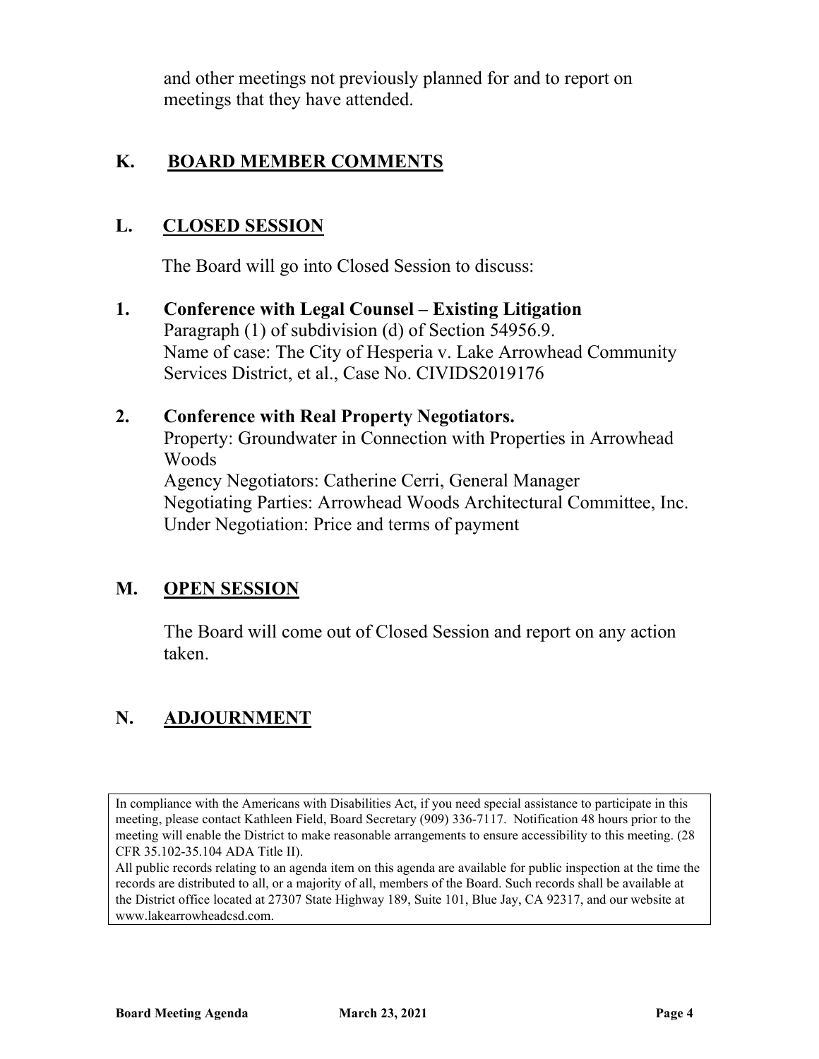and other meetings not previously planned for and to report on meetings that they have attended.

## K. BOARD MEMBER COMMENTS

## L. CLOSED SESSION

The Board will go into Closed Session to discuss:

**1. Conference with Legal Counsel – Existing Litigation**
Paragraph (1) of subdivision (d) of Section 54956.9.
Name of case: The City of Hesperia v. Lake Arrowhead Community Services District, et al., Case No. CIVIDS2019176

**2. Conference with Real Property Negotiators.**
Property: Groundwater in Connection with Properties in Arrowhead Woods
Agency Negotiators: Catherine Cerri, General Manager
Negotiating Parties: Arrowhead Woods Architectural Committee, Inc.
Under Negotiation: Price and terms of payment

## M. OPEN SESSION

The Board will come out of Closed Session and report on any action taken.

## N. ADJOURNMENT

In compliance with the Americans with Disabilities Act, if you need special assistance to participate in this meeting, please contact Kathleen Field, Board Secretary (909) 336-7117. Notification 48 hours prior to the meeting will enable the District to make reasonable arrangements to ensure accessibility to this meeting. (28 CFR 35.102-35.104 ADA Title II).
All public records relating to an agenda item on this agenda are available for public inspection at the time the records are distributed to all, or a majority of all, members of the Board. Such records shall be available at the District office located at 27307 State Highway 189, Suite 101, Blue Jay, CA 92317, and our website at www.lakearrowheadcsd.com.